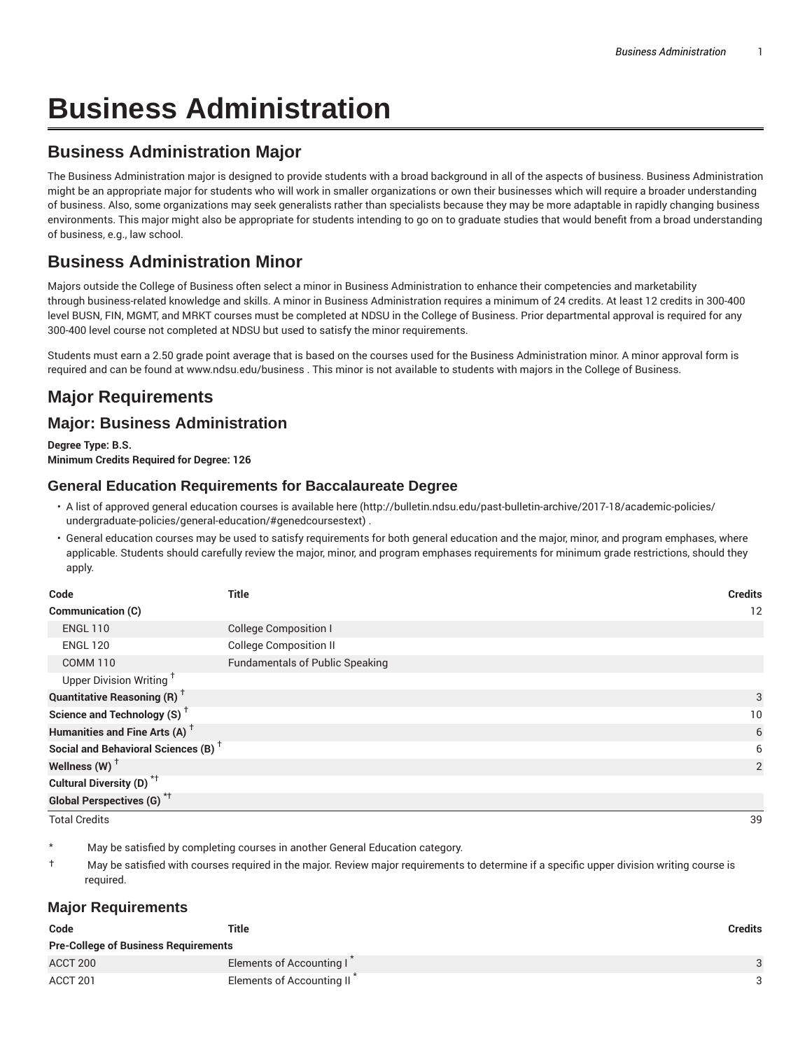# Business Administration

## Business Administration Major

The Business Administration major is designed to provide students with a broad background in all of the aspects of business. Business Administration might be an appropriate major for students who will work in smaller organizations or own their businesses which will require a broader understanding of business. Also, some organizations may seek generalists rather than specialists because they may be more adaptable in rapidly changing business environments. This major might also be appropriate for students intending to go on to graduate studies that would benefit from a broad understanding of business, e.g., law school.

## Business Administration Minor

Majors outside the College of Business often select a minor in Business Administration to enhance their competencies and marketability through business-related knowledge and skills. A minor in Business Administration requires a minimum of 24 credits. At least 12 credits in 300-400 level BUSN, FIN, MGMT, and MRKT courses must be completed at NDSU in the College of Business. Prior departmental approval is required for any 300-400 level course not completed at NDSU but used to satisfy the minor requirements.

Students must earn a 2.50 grade point average that is based on the courses used for the Business Administration minor. A minor approval form is required and can be found at www.ndsu.edu/business . This minor is not available to students with majors in the College of Business.

## Major Requirements

## Major: Business Administration

**Degree Type: B.S.**
**Minimum Credits Required for Degree: 126**

### General Education Requirements for Baccalaureate Degree

- A list of approved general education courses is available here (http://bulletin.ndsu.edu/past-bulletin-archive/2017-18/academic-policies/undergraduate-policies/general-education/#genedcoursestext) .
- General education courses may be used to satisfy requirements for both general education and the major, minor, and program emphases, where applicable. Students should carefully review the major, minor, and program emphases requirements for minimum grade restrictions, should they apply.

| Code | Title | Credits |
|---|---|---|
| **Communication (C)** | | 12 |
| ENGL 110 | College Composition I | |
| ENGL 120 | College Composition II | |
| COMM 110 | Fundamentals of Public Speaking | |
| Upper Division Writing † | | |
| **Quantitative Reasoning (R) †** | | 3 |
| **Science and Technology (S) †** | | 10 |
| **Humanities and Fine Arts (A) †** | | 6 |
| **Social and Behavioral Sciences (B) †** | | 6 |
| **Wellness (W) †** | | 2 |
| **Cultural Diversity (D) *†** | | |
| **Global Perspectives (G) *†** | | |
| Total Credits | | 39 |

\* May be satisfied by completing courses in another General Education category.

† May be satisfied with courses required in the major. Review major requirements to determine if a specific upper division writing course is required.

### Major Requirements

| Code | Title | Credits |
|---|---|---|
| **Pre-College of Business Requirements** | | |
| ACCT 200 | Elements of Accounting I * | 3 |
| ACCT 201 | Elements of Accounting II * | 3 |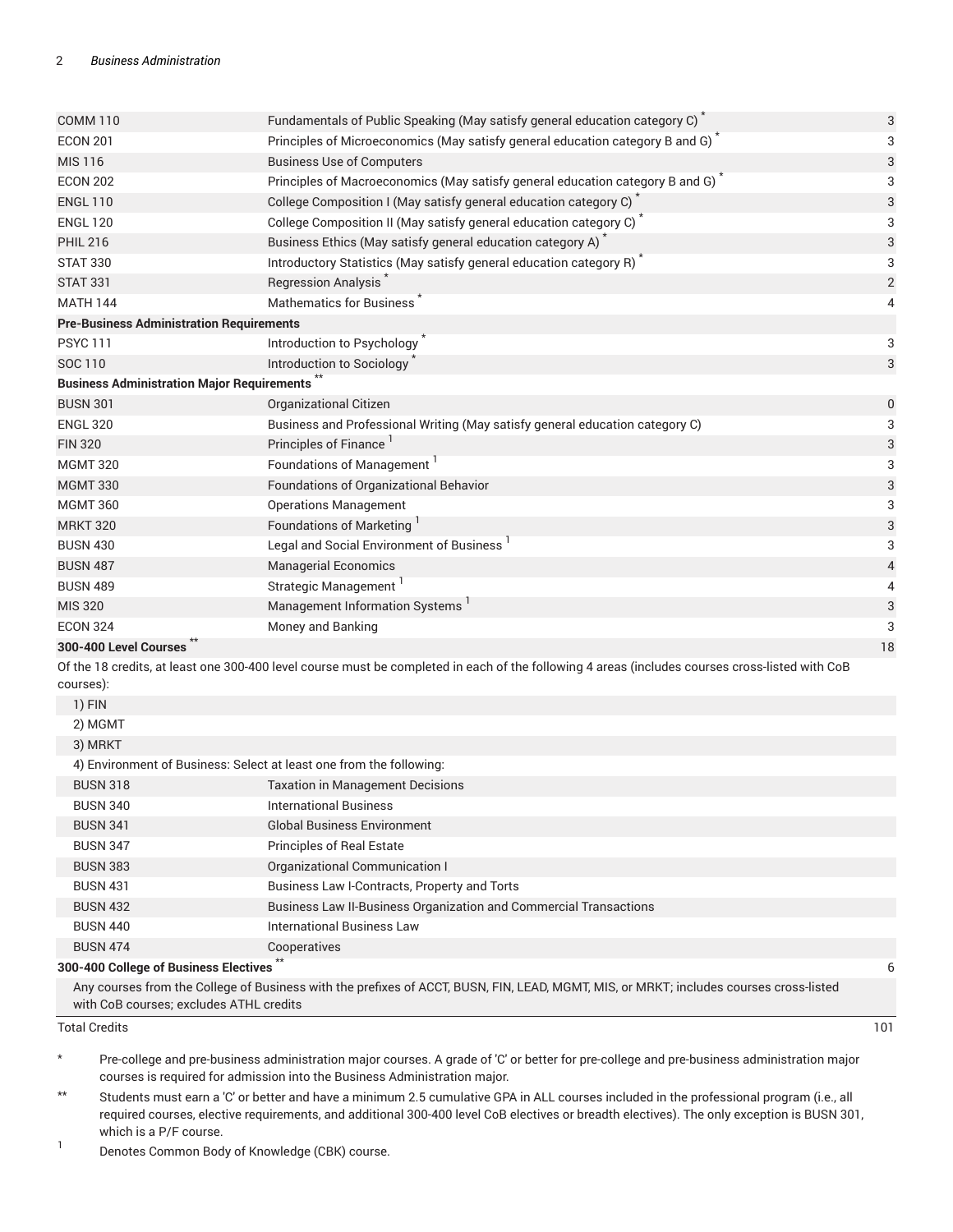| | | |
|---|---|---|
| COMM 110 | Fundamentals of Public Speaking (May satisfy general education category C) * | 3 |
| ECON 201 | Principles of Microeconomics (May satisfy general education category B and G) * | 3 |
| MIS 116 | Business Use of Computers | 3 |
| ECON 202 | Principles of Macroeconomics (May satisfy general education category B and G) * | 3 |
| ENGL 110 | College Composition I (May satisfy general education category C) * | 3 |
| ENGL 120 | College Composition II (May satisfy general education category C) * | 3 |
| PHIL 216 | Business Ethics (May satisfy general education category A) * | 3 |
| STAT 330 | Introductory Statistics (May satisfy general education category R) * | 3 |
| STAT 331 | Regression Analysis * | 2 |
| MATH 144 | Mathematics for Business * | 4 |
| **Pre-Business Administration Requirements** | | |
| PSYC 111 | Introduction to Psychology * | 3 |
| SOC 110 | Introduction to Sociology * | 3 |
| **Business Administration Major Requirements** ** | | |
| BUSN 301 | Organizational Citizen | 0 |
| ENGL 320 | Business and Professional Writing (May satisfy general education category C) | 3 |
| FIN 320 | Principles of Finance [1] | 3 |
| MGMT 320 | Foundations of Management [1] | 3 |
| MGMT 330 | Foundations of Organizational Behavior | 3 |
| MGMT 360 | Operations Management | 3 |
| MRKT 320 | Foundations of Marketing [1] | 3 |
| BUSN 430 | Legal and Social Environment of Business [1] | 3 |
| BUSN 487 | Managerial Economics | 4 |
| BUSN 489 | Strategic Management [1] | 4 |
| MIS 320 | Management Information Systems [1] | 3 |
| ECON 324 | Money and Banking | 3 |
| **300-400 Level Courses** ** | | 18 |
| Of the 18 credits, at least one 300-400 level course must be completed in each of the following 4 areas (includes courses cross-listed with CoB courses): | | |
| 1) FIN | | |
| 2) MGMT | | |
| 3) MRKT | | |
| 4) Environment of Business: Select at least one from the following: | | |
| BUSN 318 | Taxation in Management Decisions | |
| BUSN 340 | International Business | |
| BUSN 341 | Global Business Environment | |
| BUSN 347 | Principles of Real Estate | |
| BUSN 383 | Organizational Communication I | |
| BUSN 431 | Business Law I-Contracts, Property and Torts | |
| BUSN 432 | Business Law II-Business Organization and Commercial Transactions | |
| BUSN 440 | International Business Law | |
| BUSN 474 | Cooperatives | |
| **300-400 College of Business Electives** ** | | 6 |
| Any courses from the College of Business with the prefixes of ACCT, BUSN, FIN, LEAD, MGMT, MIS, or MRKT; includes courses cross-listed with CoB courses; excludes ATHL credits | | |
| Total Credits | | 101 |

\* Pre-college and pre-business administration major courses. A grade of 'C' or better for pre-college and pre-business administration major courses is required for admission into the Business Administration major.

\*\* Students must earn a 'C' or better and have a minimum 2.5 cumulative GPA in ALL courses included in the professional program (i.e., all required courses, elective requirements, and additional 300-400 level CoB electives or breadth electives). The only exception is BUSN 301, which is a P/F course.

1 Denotes Common Body of Knowledge (CBK) course.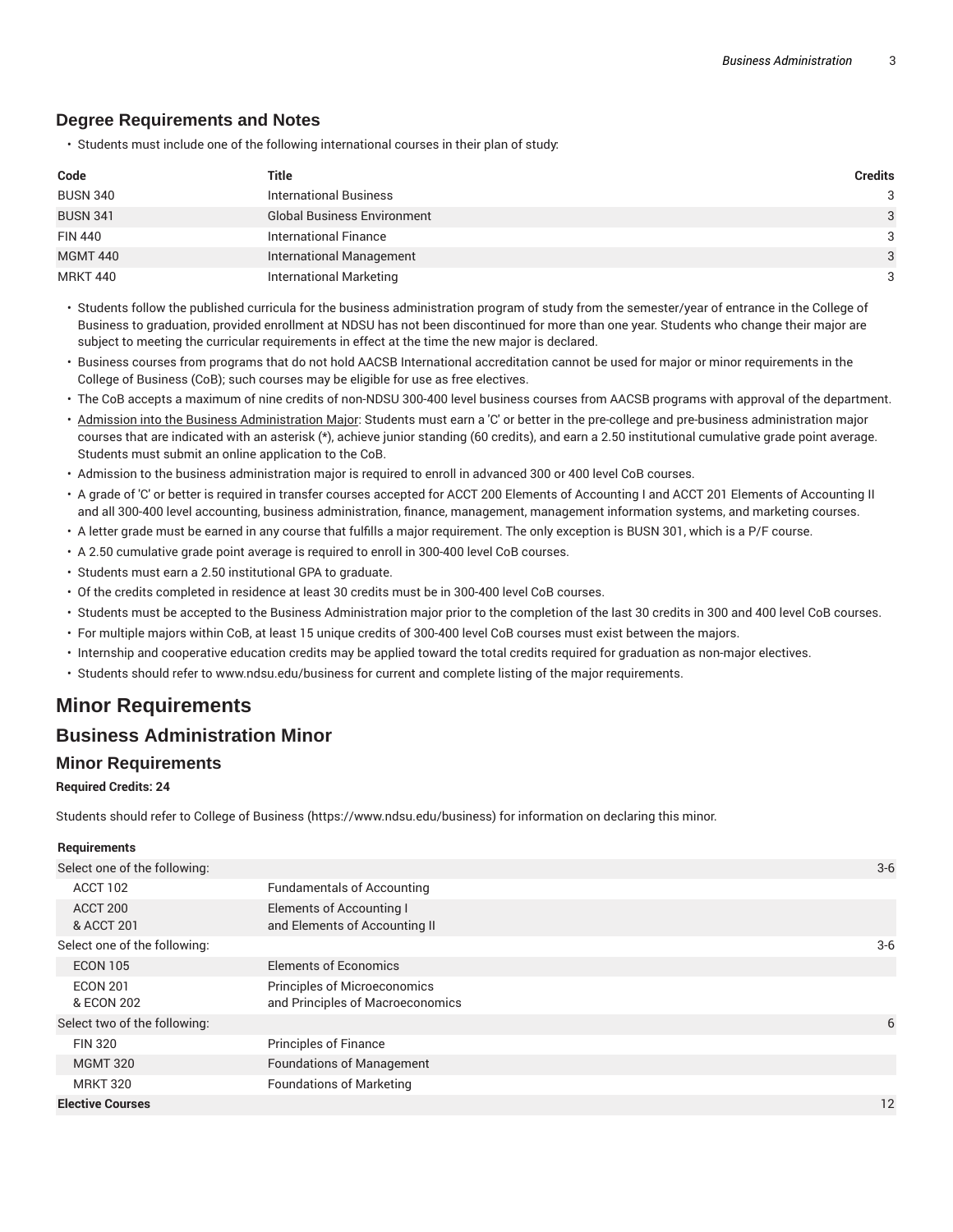## Degree Requirements and Notes

- Students must include one of the following international courses in their plan of study:

| Code | Title | Credits |
|---|---|---|
| BUSN 340 | International Business | 3 |
| BUSN 341 | Global Business Environment | 3 |
| FIN 440 | International Finance | 3 |
| MGMT 440 | International Management | 3 |
| MRKT 440 | International Marketing | 3 |

- Students follow the published curricula for the business administration program of study from the semester/year of entrance in the College of Business to graduation, provided enrollment at NDSU has not been discontinued for more than one year. Students who change their major are subject to meeting the curricular requirements in effect at the time the new major is declared.
- Business courses from programs that do not hold AACSB International accreditation cannot be used for major or minor requirements in the College of Business (CoB); such courses may be eligible for use as free electives.
- The CoB accepts a maximum of nine credits of non-NDSU 300-400 level business courses from AACSB programs with approval of the department.
- Admission into the Business Administration Major: Students must earn a 'C' or better in the pre-college and pre-business administration major courses that are indicated with an asterisk (*), achieve junior standing (60 credits), and earn a 2.50 institutional cumulative grade point average. Students must submit an online application to the CoB.
- Admission to the business administration major is required to enroll in advanced 300 or 400 level CoB courses.
- A grade of 'C' or better is required in transfer courses accepted for ACCT 200 Elements of Accounting I and ACCT 201 Elements of Accounting II and all 300-400 level accounting, business administration, finance, management, management information systems, and marketing courses.
- A letter grade must be earned in any course that fulfills a major requirement. The only exception is BUSN 301, which is a P/F course.
- A 2.50 cumulative grade point average is required to enroll in 300-400 level CoB courses.
- Students must earn a 2.50 institutional GPA to graduate.
- Of the credits completed in residence at least 30 credits must be in 300-400 level CoB courses.
- Students must be accepted to the Business Administration major prior to the completion of the last 30 credits in 300 and 400 level CoB courses.
- For multiple majors within CoB, at least 15 unique credits of 300-400 level CoB courses must exist between the majors.
- Internship and cooperative education credits may be applied toward the total credits required for graduation as non-major electives.
- Students should refer to www.ndsu.edu/business for current and complete listing of the major requirements.

# Minor Requirements

## Business Administration Minor

### Minor Requirements

**Required Credits: 24**

Students should refer to College of Business (https://www.ndsu.edu/business) for information on declaring this minor.

| Requirements | | |
|---|---|---|
| Select one of the following: | | 3-6 |
| ACCT 102 | Fundamentals of Accounting | |
| ACCT 200<br>& ACCT 201 | Elements of Accounting I<br>and Elements of Accounting II | |
| Select one of the following: | | 3-6 |
| ECON 105 | Elements of Economics | |
| ECON 201<br>& ECON 202 | Principles of Microeconomics<br>and Principles of Macroeconomics | |
| Select two of the following: | | 6 |
| FIN 320 | Principles of Finance | |
| MGMT 320 | Foundations of Management | |
| MRKT 320 | Foundations of Marketing | |
| **Elective Courses** | | 12 |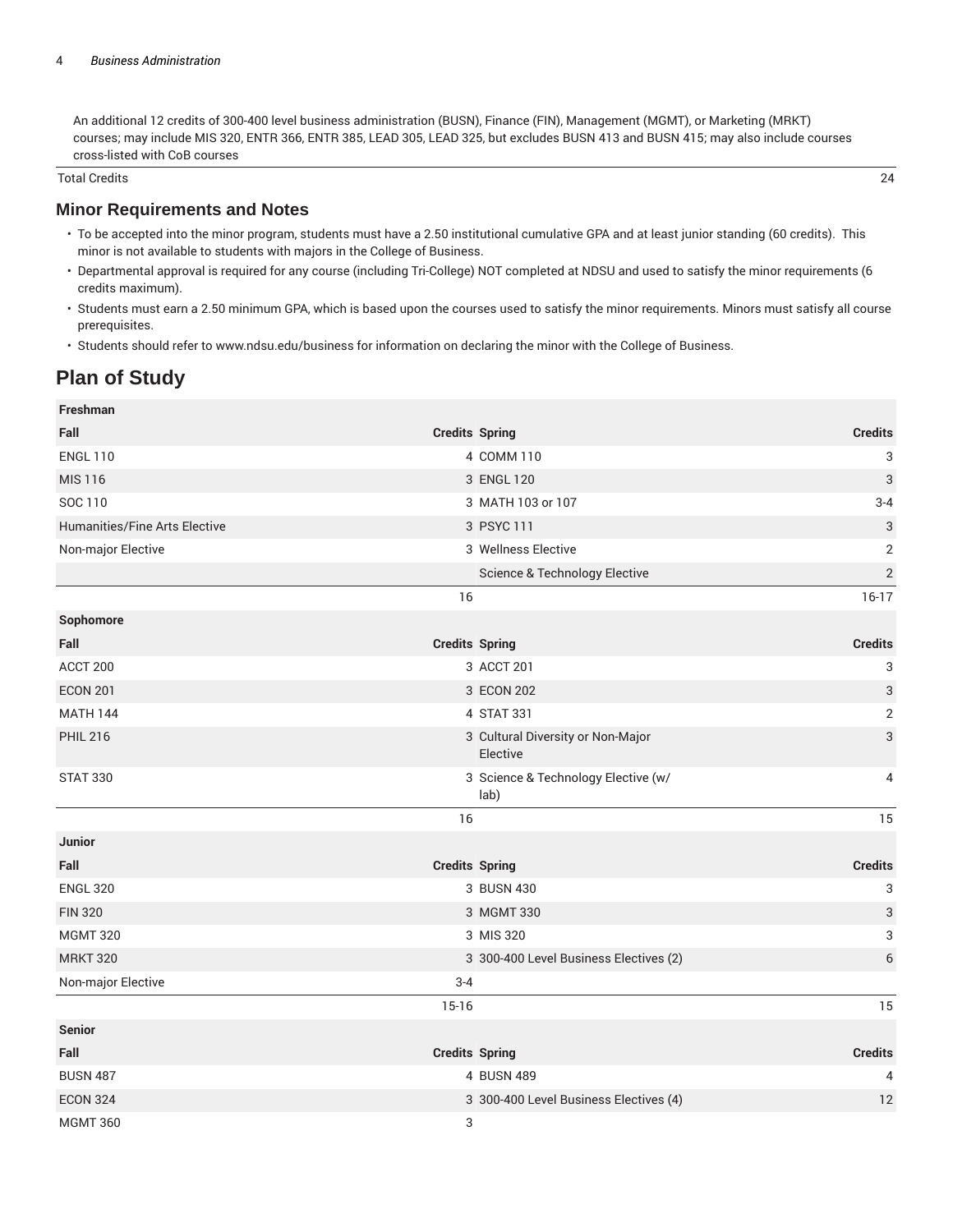| | |
|---|---|
| An additional 12 credits of 300-400 level business administration (BUSN), Finance (FIN), Management (MGMT), or Marketing (MRKT) courses; may include MIS 320, ENTR 366, ENTR 385, LEAD 305, LEAD 325, but excludes BUSN 413 and BUSN 415; may also include courses cross-listed with CoB courses | |
| Total Credits | 24 |

## Minor Requirements and Notes

- To be accepted into the minor program, students must have a 2.50 institutional cumulative GPA and at least junior standing (60 credits). This minor is not available to students with majors in the College of Business.
- Departmental approval is required for any course (including Tri-College) NOT completed at NDSU and used to satisfy the minor requirements (6 credits maximum).
- Students must earn a 2.50 minimum GPA, which is based upon the courses used to satisfy the minor requirements. Minors must satisfy all course prerequisites.
- Students should refer to www.ndsu.edu/business for information on declaring the minor with the College of Business.

# Plan of Study

| Freshman | | | |
|---|---|---|---|
| **Fall** | **Credits** | **Spring** | **Credits** |
| ENGL 110 | 4 | COMM 110 | 3 |
| MIS 116 | 3 | ENGL 120 | 3 |
| SOC 110 | 3 | MATH 103 or 107 | 3-4 |
| Humanities/Fine Arts Elective | 3 | PSYC 111 | 3 |
| Non-major Elective | 3 | Wellness Elective | 2 |
| | | Science & Technology Elective | 2 |
| | 16 | | 16-17 |
| **Sophomore** | | | |
| **Fall** | **Credits** | **Spring** | **Credits** |
| ACCT 200 | 3 | ACCT 201 | 3 |
| ECON 201 | 3 | ECON 202 | 3 |
| MATH 144 | 4 | STAT 331 | 2 |
| PHIL 216 | 3 | Cultural Diversity or Non-Major Elective | 3 |
| STAT 330 | 3 | Science & Technology Elective (w/ lab) | 4 |
| | 16 | | 15 |
| **Junior** | | | |
| **Fall** | **Credits** | **Spring** | **Credits** |
| ENGL 320 | 3 | BUSN 430 | 3 |
| FIN 320 | 3 | MGMT 330 | 3 |
| MGMT 320 | 3 | MIS 320 | 3 |
| MRKT 320 | 3 | 300-400 Level Business Electives (2) | 6 |
| Non-major Elective | 3-4 | | |
| | 15-16 | | 15 |
| **Senior** | | | |
| **Fall** | **Credits** | **Spring** | **Credits** |
| BUSN 487 | 4 | BUSN 489 | 4 |
| ECON 324 | 3 | 300-400 Level Business Electives (4) | 12 |
| MGMT 360 | 3 | | |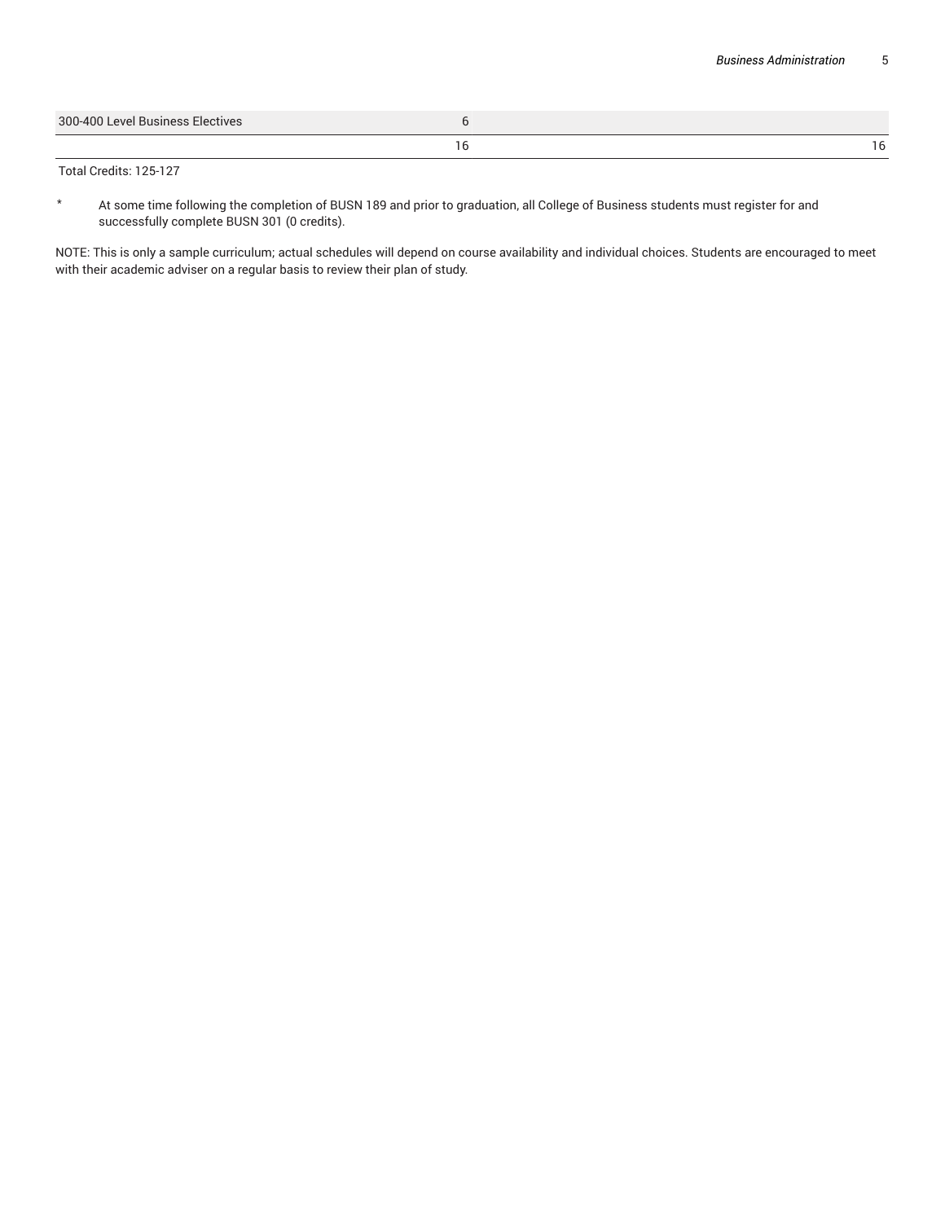| | | | |
|---|---|---|---|
| 300-400 Level Business Electives | 6 | | |
| | 16 | | 16 |

Total Credits: 125-127

\* At some time following the completion of BUSN 189 and prior to graduation, all College of Business students must register for and successfully complete BUSN 301 (0 credits).

NOTE: This is only a sample curriculum; actual schedules will depend on course availability and individual choices. Students are encouraged to meet with their academic adviser on a regular basis to review their plan of study.